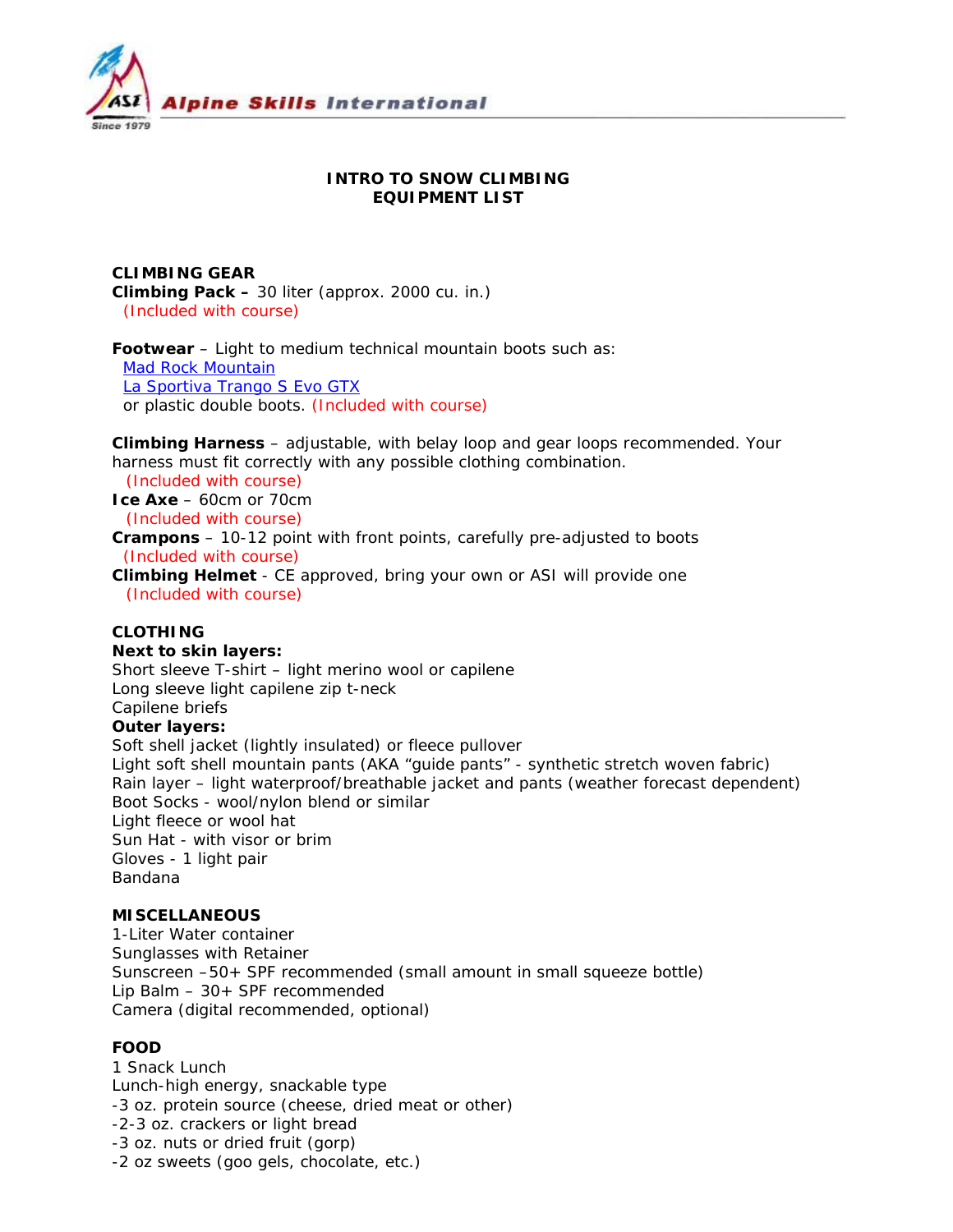Alpine Skills International

# INTRO TO SNOW CLIMBING
# EQUIPMENT LIST

## CLIMBING GEAR

**Climbing Pack –** 30 liter (approx. 2000 cu. in.)
(Included with course)

**Footwear** – Light to medium technical mountain boots such as:
[Mad Rock Mountain]
[La Sportiva Trango S Evo GTX]
or plastic double boots. (Included with course)

**Climbing Harness** – adjustable, with belay loop and gear loops recommended. Your harness must fit correctly with any possible clothing combination.
(Included with course)

**Ice Axe** – 60cm or 70cm
(Included with course)

**Crampons** – 10-12 point with front points, carefully pre-adjusted to boots
(Included with course)

**Climbing Helmet** - CE approved, bring your own or ASI will provide one
(Included with course)

## CLOTHING

**Next to skin layers:**
Short sleeve T-shirt – light merino wool or capilene
Long sleeve light capilene zip t-neck
Capilene briefs

**Outer layers:**
Soft shell jacket (lightly insulated) or fleece pullover
Light soft shell mountain pants (AKA "guide pants" - synthetic stretch woven fabric)
Rain layer – light waterproof/breathable jacket and pants (weather forecast dependent)
Boot Socks - wool/nylon blend or similar
Light fleece or wool hat
Sun Hat - with visor or brim
Gloves - 1 light pair
Bandana

## MISCELLANEOUS

1-Liter Water container
Sunglasses with Retainer
Sunscreen –50+ SPF recommended (small amount in small squeeze bottle)
Lip Balm – 30+ SPF recommended
Camera (digital recommended, optional)

## FOOD

1 Snack Lunch
Lunch-high energy, snackable type
-3 oz. protein source (cheese, dried meat or other)
-2-3 oz. crackers or light bread
-3 oz. nuts or dried fruit (gorp)
-2 oz sweets (goo gels, chocolate, etc.)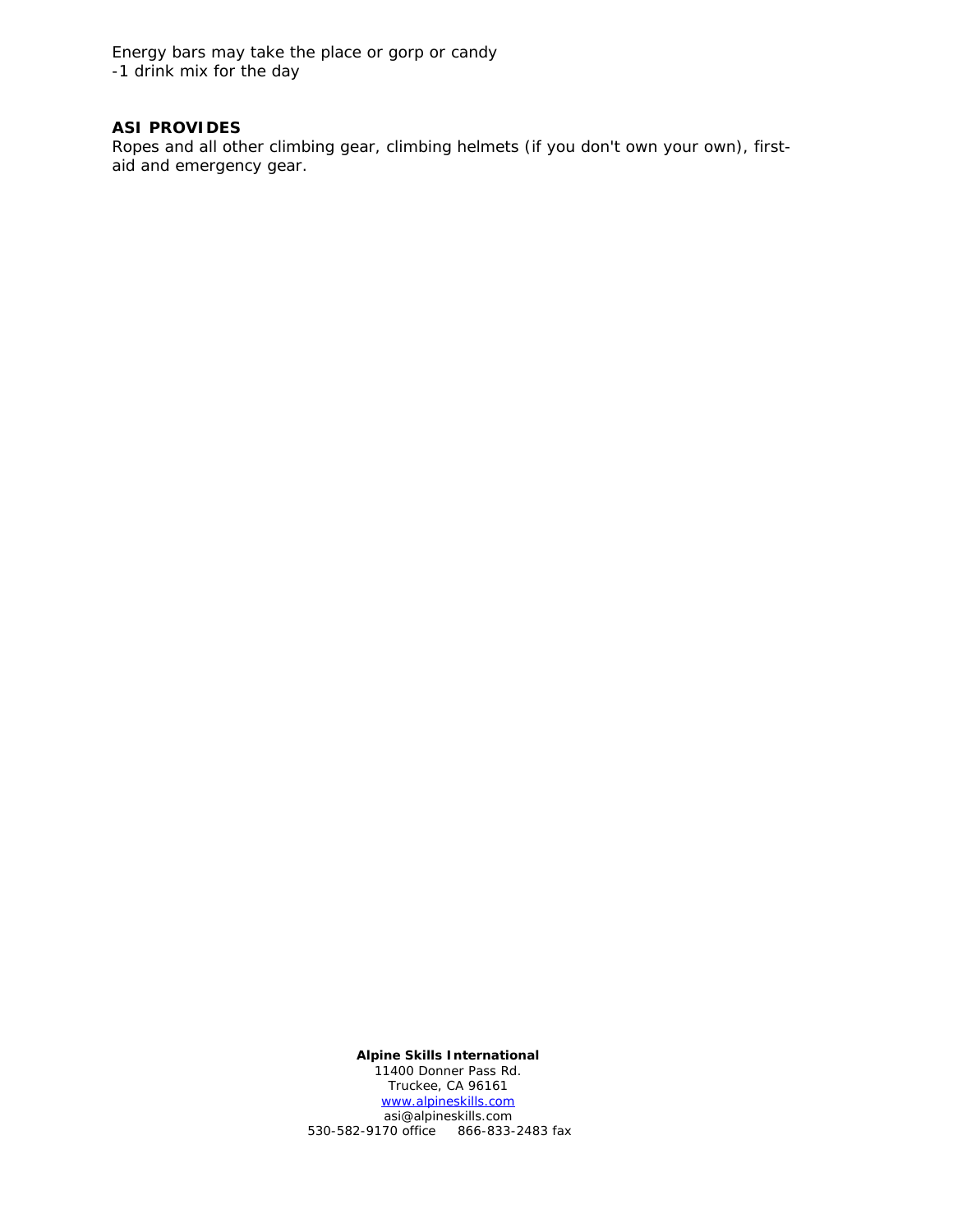Energy bars may take the place or gorp or candy
-1 drink mix for the day

**ASI PROVIDES**

Ropes and all other climbing gear, climbing helmets (if you don't own your own), first-aid and emergency gear.

**Alpine Skills International**
11400 Donner Pass Rd.
Truckee, CA 96161
www.alpineskills.com
asi@alpineskills.com
530-582-9170 office     866-833-2483 fax